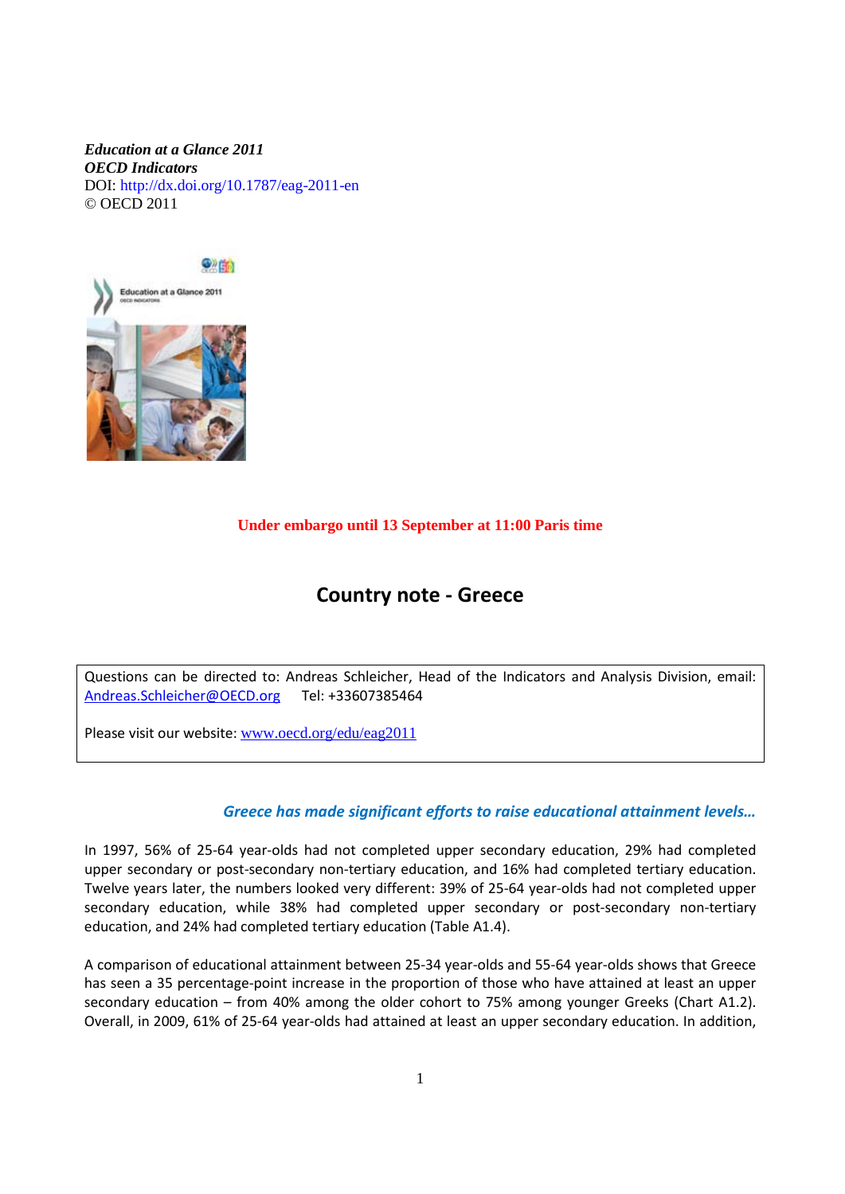***Education at a Glance 2011***
***OECD Indicators***
DOI: http://dx.doi.org/10.1787/eag-2011-en
© OECD 2011

**Under embargo until 13 September at 11:00 Paris time**

# Country note - Greece

Questions can be directed to: Andreas Schleicher, Head of the Indicators and Analysis Division, email: Andreas.Schleicher@OECD.org Tel: +33607385464

Please visit our website: www.oecd.org/edu/eag2011

### *Greece has made significant efforts to raise educational attainment levels…*

In 1997, 56% of 25-64 year-olds had not completed upper secondary education, 29% had completed upper secondary or post-secondary non-tertiary education, and 16% had completed tertiary education. Twelve years later, the numbers looked very different: 39% of 25-64 year-olds had not completed upper secondary education, while 38% had completed upper secondary or post-secondary non-tertiary education, and 24% had completed tertiary education (Table A1.4).

A comparison of educational attainment between 25-34 year-olds and 55-64 year-olds shows that Greece has seen a 35 percentage-point increase in the proportion of those who have attained at least an upper secondary education – from 40% among the older cohort to 75% among younger Greeks (Chart A1.2). Overall, in 2009, 61% of 25-64 year-olds had attained at least an upper secondary education. In addition,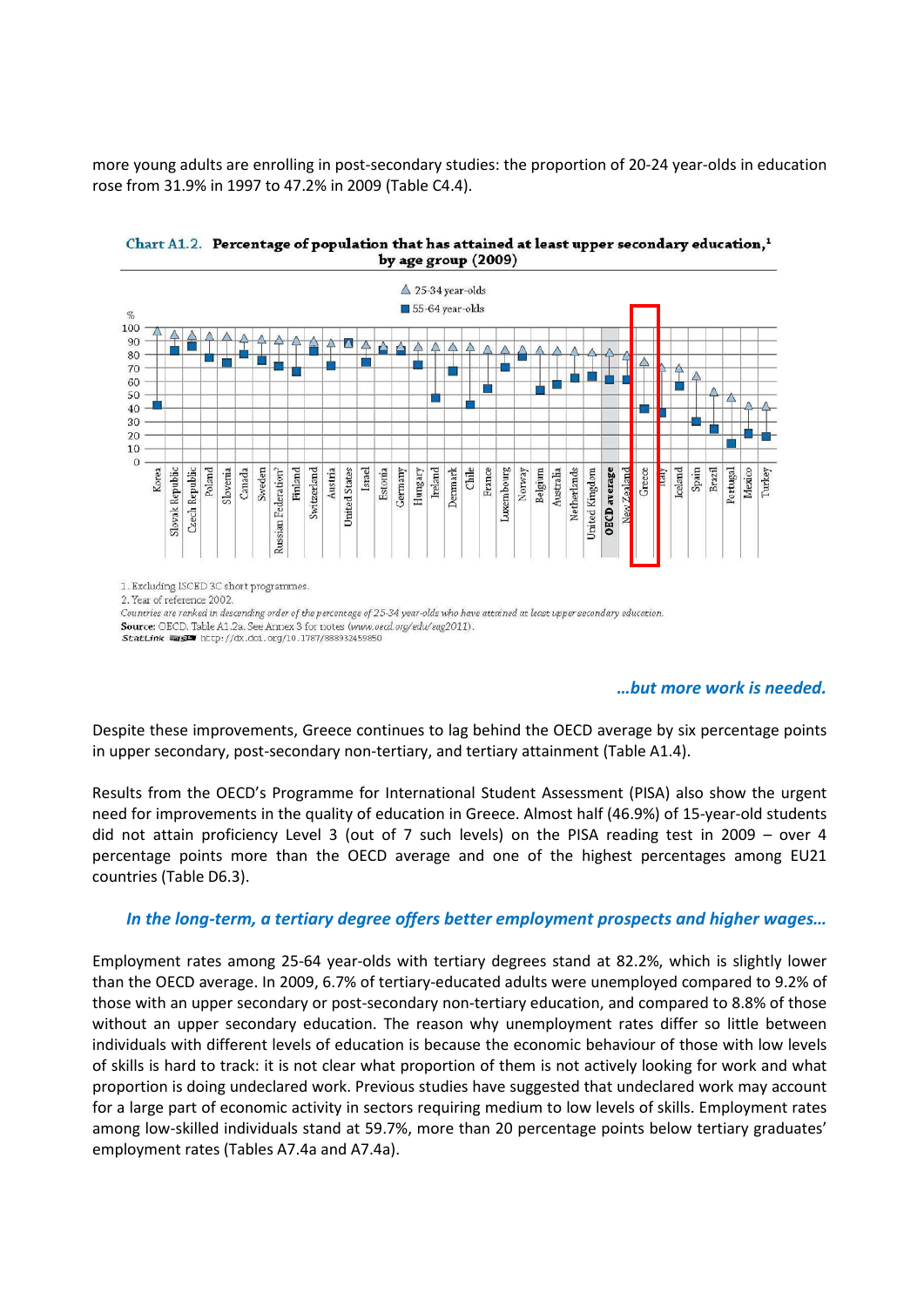more young adults are enrolling in post-secondary studies: the proportion of 20-24 year-olds in education rose from 31.9% in 1997 to 47.2% in 2009 (Table C4.4).

**Chart A1.2. Percentage of population that has attained at least upper secondary education,[1] by age group (2009)**

1. Excluding ISCED 3C short programmes.
2. Year of reference 2002.
*Countries are ranked in descending order of the percentage of 25-34 year-olds who have attained at least upper secondary education.*
**Source:** OECD. Table A1.2a. See Annex 3 for notes (www.oecd.org/edu/eag2011).
StatLink http://dx.doi.org/10.1787/888932459850

***…but more work is needed.***

Despite these improvements, Greece continues to lag behind the OECD average by six percentage points in upper secondary, post-secondary non-tertiary, and tertiary attainment (Table A1.4).

Results from the OECD's Programme for International Student Assessment (PISA) also show the urgent need for improvements in the quality of education in Greece. Almost half (46.9%) of 15-year-old students did not attain proficiency Level 3 (out of 7 such levels) on the PISA reading test in 2009 – over 4 percentage points more than the OECD average and one of the highest percentages among EU21 countries (Table D6.3).

***In the long-term, a tertiary degree offers better employment prospects and higher wages…***

Employment rates among 25-64 year-olds with tertiary degrees stand at 82.2%, which is slightly lower than the OECD average. In 2009, 6.7% of tertiary-educated adults were unemployed compared to 9.2% of those with an upper secondary or post-secondary non-tertiary education, and compared to 8.8% of those without an upper secondary education. The reason why unemployment rates differ so little between individuals with different levels of education is because the economic behaviour of those with low levels of skills is hard to track: it is not clear what proportion of them is not actively looking for work and what proportion is doing undeclared work. Previous studies have suggested that undeclared work may account for a large part of economic activity in sectors requiring medium to low levels of skills. Employment rates among low-skilled individuals stand at 59.7%, more than 20 percentage points below tertiary graduates' employment rates (Tables A7.4a and A7.4a).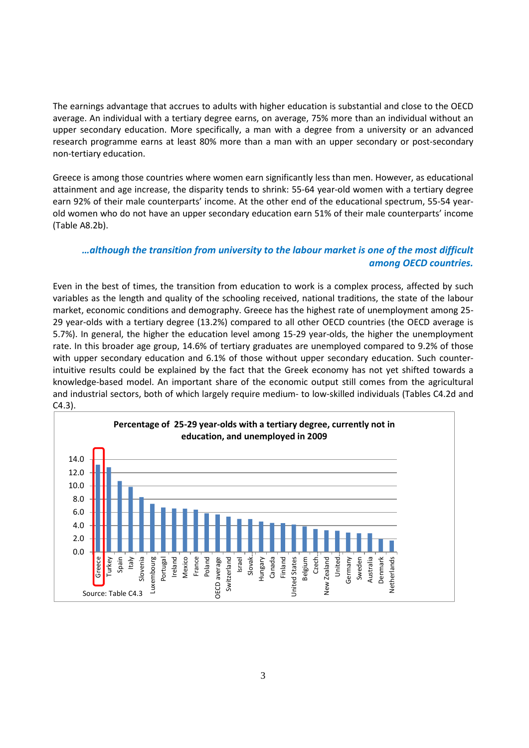The earnings advantage that accrues to adults with higher education is substantial and close to the OECD average. An individual with a tertiary degree earns, on average, 75% more than an individual without an upper secondary education. More specifically, a man with a degree from a university or an advanced research programme earns at least 80% more than a man with an upper secondary or post-secondary non-tertiary education.

Greece is among those countries where women earn significantly less than men. However, as educational attainment and age increase, the disparity tends to shrink: 55-64 year-old women with a tertiary degree earn 92% of their male counterparts' income. At the other end of the educational spectrum, 55-54 year-old women who do not have an upper secondary education earn 51% of their male counterparts' income (Table A8.2b).

### *…although the transition from university to the labour market is one of the most difficult among OECD countries.*

Even in the best of times, the transition from education to work is a complex process, affected by such variables as the length and quality of the schooling received, national traditions, the state of the labour market, economic conditions and demography. Greece has the highest rate of unemployment among 25-29 year-olds with a tertiary degree (13.2%) compared to all other OECD countries (the OECD average is 5.7%). In general, the higher the education level among 15-29 year-olds, the higher the unemployment rate. In this broader age group, 14.6% of tertiary graduates are unemployed compared to 9.2% of those with upper secondary education and 6.1% of those without upper secondary education. Such counter-intuitive results could be explained by the fact that the Greek economy has not yet shifted towards a knowledge-based model. An important share of the economic output still comes from the agricultural and industrial sectors, both of which largely require medium- to low-skilled individuals (Tables C4.2d and C4.3).

**Percentage of 25-29 year-olds with a tertiary degree, currently not in education, and unemployed in 2009**

Greece, Turkey, Spain, Italy, Slovenia, Luxembourg, Portugal, Ireland, Mexico, France, Poland, OECD average, Switzerland, Israel, Slovak…, Hungary, Canada, Finland, United States, Belgium, Czech…, New Zealand, United…, Germany, Sweden, Australia, Denmark, Netherlands

Source: Table C4.3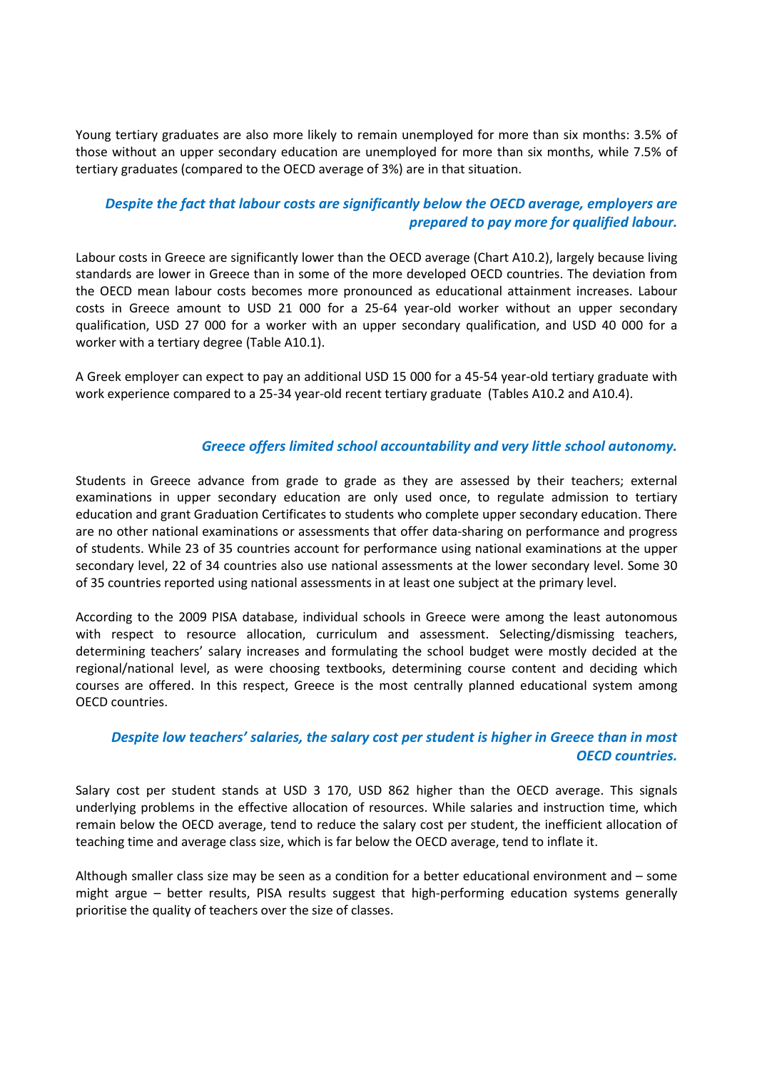Young tertiary graduates are also more likely to remain unemployed for more than six months: 3.5% of those without an upper secondary education are unemployed for more than six months, while 7.5% of tertiary graduates (compared to the OECD average of 3%) are in that situation.

### *Despite the fact that labour costs are significantly below the OECD average, employers are prepared to pay more for qualified labour.*

Labour costs in Greece are significantly lower than the OECD average (Chart A10.2), largely because living standards are lower in Greece than in some of the more developed OECD countries. The deviation from the OECD mean labour costs becomes more pronounced as educational attainment increases. Labour costs in Greece amount to USD 21 000 for a 25-64 year-old worker without an upper secondary qualification, USD 27 000 for a worker with an upper secondary qualification, and USD 40 000 for a worker with a tertiary degree (Table A10.1).

A Greek employer can expect to pay an additional USD 15 000 for a 45-54 year-old tertiary graduate with work experience compared to a 25-34 year-old recent tertiary graduate (Tables A10.2 and A10.4).

### *Greece offers limited school accountability and very little school autonomy.*

Students in Greece advance from grade to grade as they are assessed by their teachers; external examinations in upper secondary education are only used once, to regulate admission to tertiary education and grant Graduation Certificates to students who complete upper secondary education. There are no other national examinations or assessments that offer data-sharing on performance and progress of students. While 23 of 35 countries account for performance using national examinations at the upper secondary level, 22 of 34 countries also use national assessments at the lower secondary level. Some 30 of 35 countries reported using national assessments in at least one subject at the primary level.

According to the 2009 PISA database, individual schools in Greece were among the least autonomous with respect to resource allocation, curriculum and assessment. Selecting/dismissing teachers, determining teachers' salary increases and formulating the school budget were mostly decided at the regional/national level, as were choosing textbooks, determining course content and deciding which courses are offered. In this respect, Greece is the most centrally planned educational system among OECD countries.

### *Despite low teachers' salaries, the salary cost per student is higher in Greece than in most OECD countries.*

Salary cost per student stands at USD 3 170, USD 862 higher than the OECD average. This signals underlying problems in the effective allocation of resources. While salaries and instruction time, which remain below the OECD average, tend to reduce the salary cost per student, the inefficient allocation of teaching time and average class size, which is far below the OECD average, tend to inflate it.

Although smaller class size may be seen as a condition for a better educational environment and – some might argue – better results, PISA results suggest that high-performing education systems generally prioritise the quality of teachers over the size of classes.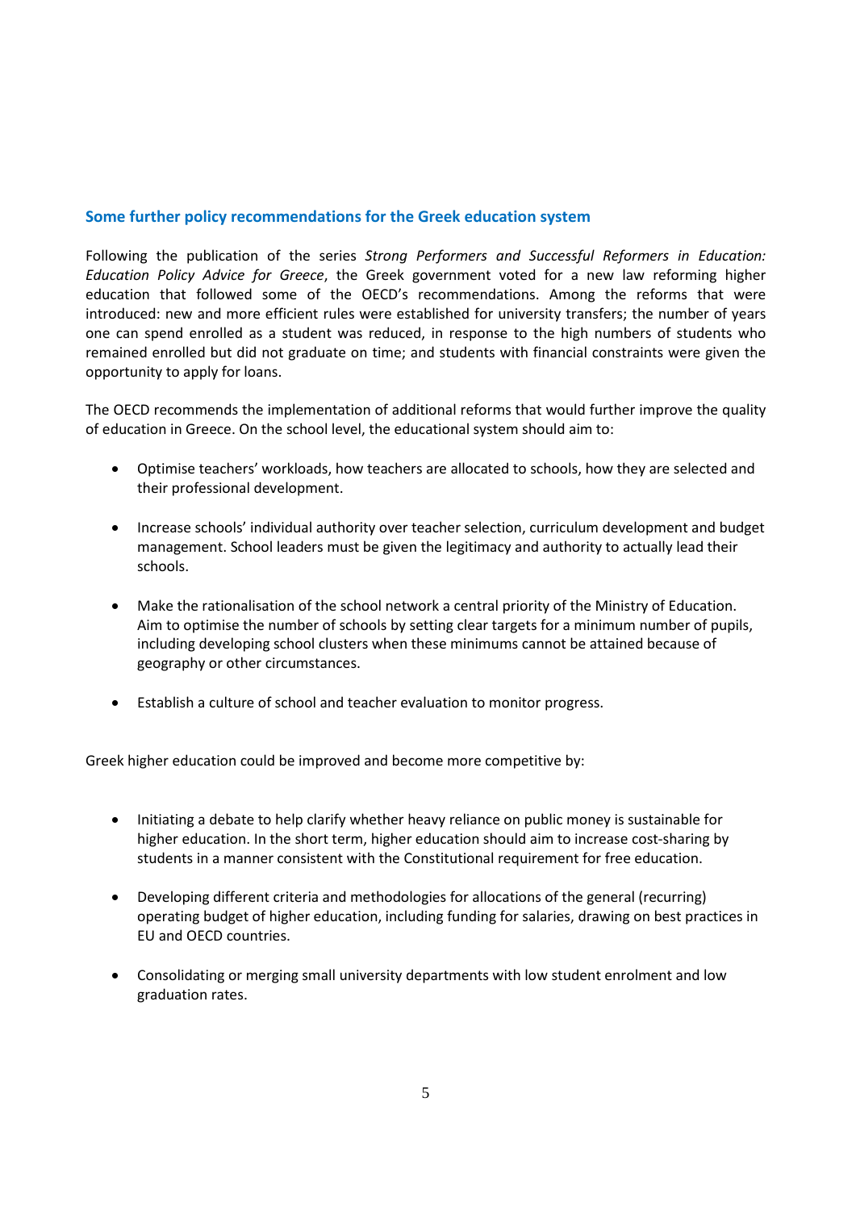## Some further policy recommendations for the Greek education system

Following the publication of the series *Strong Performers and Successful Reformers in Education: Education Policy Advice for Greece*, the Greek government voted for a new law reforming higher education that followed some of the OECD's recommendations. Among the reforms that were introduced: new and more efficient rules were established for university transfers; the number of years one can spend enrolled as a student was reduced, in response to the high numbers of students who remained enrolled but did not graduate on time; and students with financial constraints were given the opportunity to apply for loans.

The OECD recommends the implementation of additional reforms that would further improve the quality of education in Greece. On the school level, the educational system should aim to:

- Optimise teachers' workloads, how teachers are allocated to schools, how they are selected and their professional development.
- Increase schools' individual authority over teacher selection, curriculum development and budget management. School leaders must be given the legitimacy and authority to actually lead their schools.
- Make the rationalisation of the school network a central priority of the Ministry of Education. Aim to optimise the number of schools by setting clear targets for a minimum number of pupils, including developing school clusters when these minimums cannot be attained because of geography or other circumstances.
- Establish a culture of school and teacher evaluation to monitor progress.

Greek higher education could be improved and become more competitive by:

- Initiating a debate to help clarify whether heavy reliance on public money is sustainable for higher education. In the short term, higher education should aim to increase cost-sharing by students in a manner consistent with the Constitutional requirement for free education.
- Developing different criteria and methodologies for allocations of the general (recurring) operating budget of higher education, including funding for salaries, drawing on best practices in EU and OECD countries.
- Consolidating or merging small university departments with low student enrolment and low graduation rates.